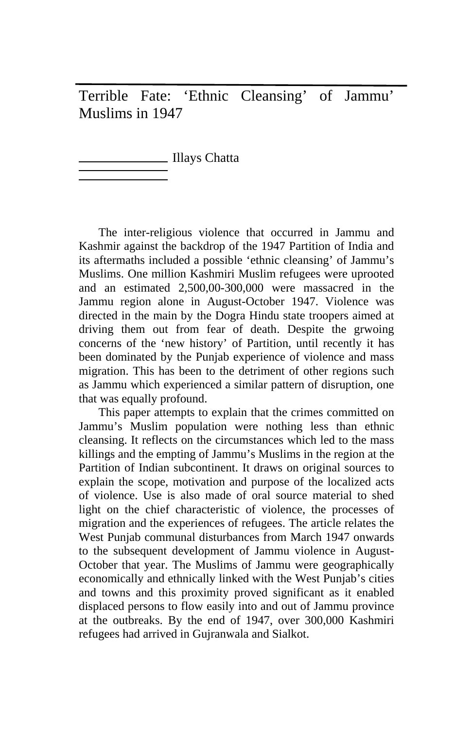# Terrible Fate: 'Ethnic Cleansing' of Jammu' Muslims in 1947

Illays Chatta

The inter-religious violence that occurred in Jammu and Kashmir against the backdrop of the 1947 Partition of India and its aftermaths included a possible 'ethnic cleansing' of Jammu's Muslims. One million Kashmiri Muslim refugees were uprooted and an estimated 2,500,00-300,000 were massacred in the Jammu region alone in August-October 1947. Violence was directed in the main by the Dogra Hindu state troopers aimed at driving them out from fear of death. Despite the grwoing concerns of the 'new history' of Partition, until recently it has been dominated by the Punjab experience of violence and mass migration. This has been to the detriment of other regions such as Jammu which experienced a similar pattern of disruption, one that was equally profound.

This paper attempts to explain that the crimes committed on Jammu's Muslim population were nothing less than ethnic cleansing. It reflects on the circumstances which led to the mass killings and the empting of Jammu's Muslims in the region at the Partition of Indian subcontinent. It draws on original sources to explain the scope, motivation and purpose of the localized acts of violence. Use is also made of oral source material to shed light on the chief characteristic of violence, the processes of migration and the experiences of refugees. The article relates the West Punjab communal disturbances from March 1947 onwards to the subsequent development of Jammu violence in August-October that year. The Muslims of Jammu were geographically economically and ethnically linked with the West Punjab's cities and towns and this proximity proved significant as it enabled displaced persons to flow easily into and out of Jammu province at the outbreaks. By the end of 1947, over 300,000 Kashmiri refugees had arrived in Gujranwala and Sialkot.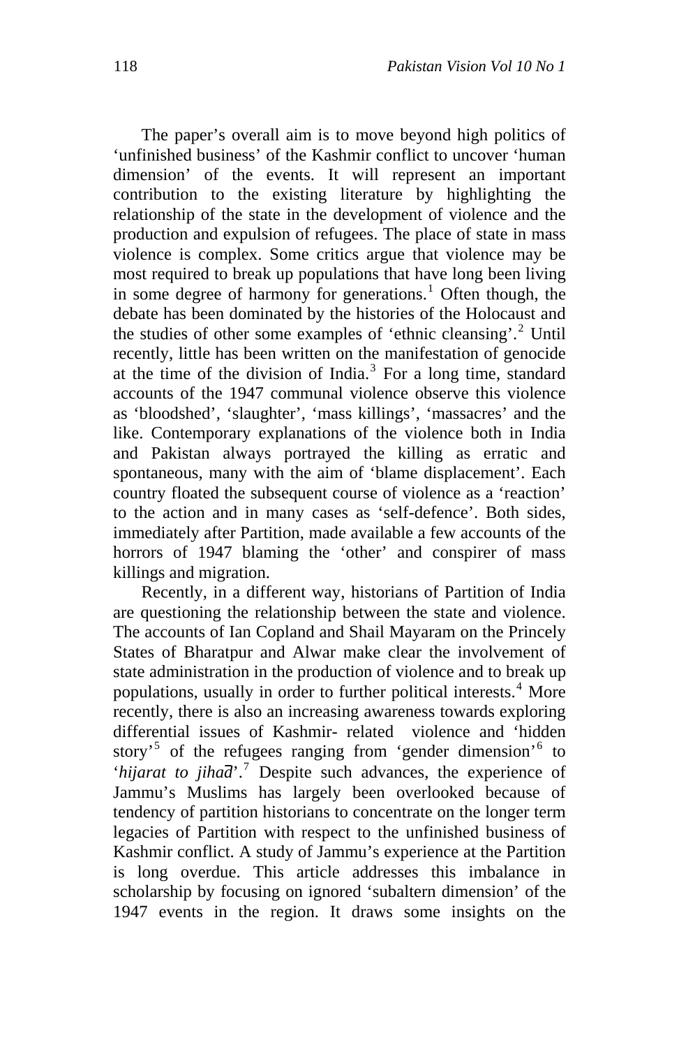The paper's overall aim is to move beyond high politics of 'unfinished business' of the Kashmir conflict to uncover 'human dimension' of the events. It will represent an important contribution to the existing literature by highlighting the relationship of the state in the development of violence and the production and expulsion of refugees. The place of state in mass violence is complex. Some critics argue that violence may be most required to break up populations that have long been living in some degree of harmony for generations.[1] Often though, the debate has been dominated by the histories of the Holocaust and the studies of other some examples of 'ethnic cleansing'.[2] Until recently, little has been written on the manifestation of genocide at the time of the division of India.[3] For a long time, standard accounts of the 1947 communal violence observe this violence as 'bloodshed', 'slaughter', 'mass killings', 'massacres' and the like. Contemporary explanations of the violence both in India and Pakistan always portrayed the killing as erratic and spontaneous, many with the aim of 'blame displacement'. Each country floated the subsequent course of violence as a 'reaction' to the action and in many cases as 'self-defence'. Both sides, immediately after Partition, made available a few accounts of the horrors of 1947 blaming the 'other' and conspirer of mass killings and migration.

Recently, in a different way, historians of Partition of India are questioning the relationship between the state and violence. The accounts of Ian Copland and Shail Mayaram on the Princely States of Bharatpur and Alwar make clear the involvement of state administration in the production of violence and to break up populations, usually in order to further political interests.[4] More recently, there is also an increasing awareness towards exploring differential issues of Kashmir- related violence and 'hidden story'[5] of the refugees ranging from 'gender dimension'[6] to '*hijarat to jihad̅*'.[7] Despite such advances, the experience of Jammu's Muslims has largely been overlooked because of tendency of partition historians to concentrate on the longer term legacies of Partition with respect to the unfinished business of Kashmir conflict. A study of Jammu's experience at the Partition is long overdue. This article addresses this imbalance in scholarship by focusing on ignored 'subaltern dimension' of the 1947 events in the region. It draws some insights on the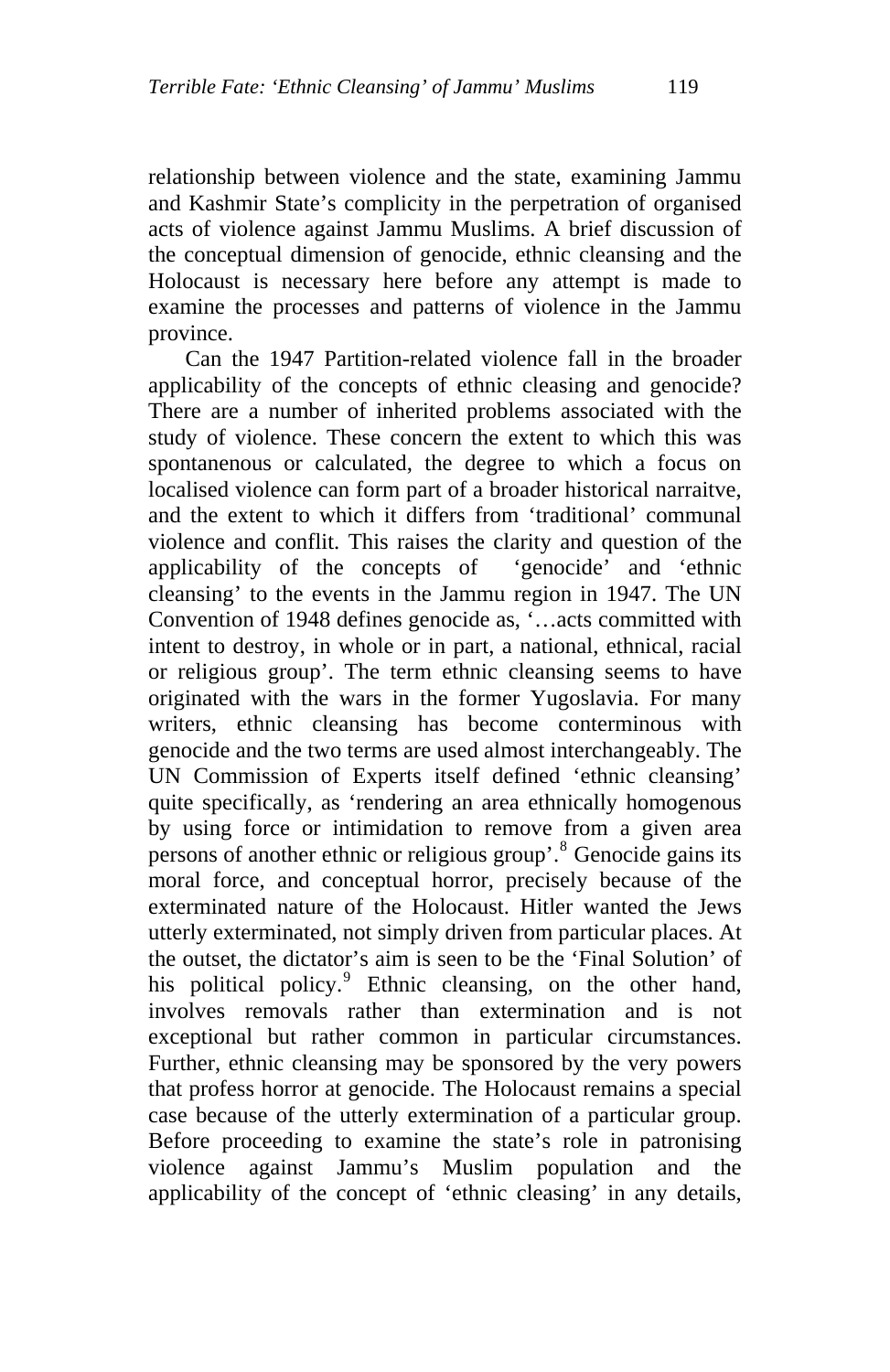relationship between violence and the state, examining Jammu and Kashmir State's complicity in the perpetration of organised acts of violence against Jammu Muslims. A brief discussion of the conceptual dimension of genocide, ethnic cleansing and the Holocaust is necessary here before any attempt is made to examine the processes and patterns of violence in the Jammu province.

Can the 1947 Partition-related violence fall in the broader applicability of the concepts of ethnic cleasing and genocide? There are a number of inherited problems associated with the study of violence. These concern the extent to which this was spontanenous or calculated, the degree to which a focus on localised violence can form part of a broader historical narraitve, and the extent to which it differs from 'traditional' communal violence and conflit. This raises the clarity and question of the applicability of the concepts of 'genocide' and 'ethnic cleansing' to the events in the Jammu region in 1947. The UN Convention of 1948 defines genocide as, '…acts committed with intent to destroy, in whole or in part, a national, ethnical, racial or religious group'. The term ethnic cleansing seems to have originated with the wars in the former Yugoslavia. For many writers, ethnic cleansing has become conterminous with genocide and the two terms are used almost interchangeably. The UN Commission of Experts itself defined 'ethnic cleansing' quite specifically, as 'rendering an area ethnically homogenous by using force or intimidation to remove from a given area persons of another ethnic or religious group'.[8] Genocide gains its moral force, and conceptual horror, precisely because of the exterminated nature of the Holocaust. Hitler wanted the Jews utterly exterminated, not simply driven from particular places. At the outset, the dictator's aim is seen to be the 'Final Solution' of his political policy.[9] Ethnic cleansing, on the other hand, involves removals rather than extermination and is not exceptional but rather common in particular circumstances. Further, ethnic cleansing may be sponsored by the very powers that profess horror at genocide. The Holocaust remains a special case because of the utterly extermination of a particular group. Before proceeding to examine the state's role in patronising violence against Jammu's Muslim population and the applicability of the concept of 'ethnic cleasing' in any details,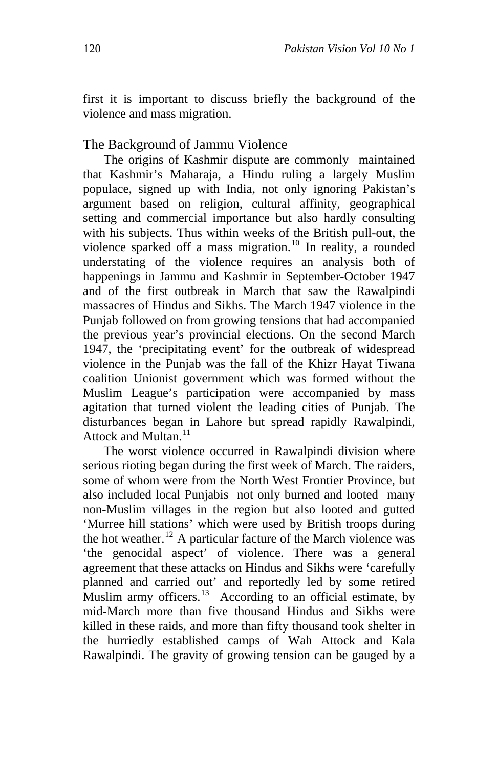first it is important to discuss briefly the background of the violence and mass migration.

## The Background of Jammu Violence

The origins of Kashmir dispute are commonly maintained that Kashmir's Maharaja, a Hindu ruling a largely Muslim populace, signed up with India, not only ignoring Pakistan's argument based on religion, cultural affinity, geographical setting and commercial importance but also hardly consulting with his subjects. Thus within weeks of the British pull-out, the violence sparked off a mass migration.[10] In reality, a rounded understating of the violence requires an analysis both of happenings in Jammu and Kashmir in September-October 1947 and of the first outbreak in March that saw the Rawalpindi massacres of Hindus and Sikhs. The March 1947 violence in the Punjab followed on from growing tensions that had accompanied the previous year's provincial elections. On the second March 1947, the 'precipitating event' for the outbreak of widespread violence in the Punjab was the fall of the Khizr Hayat Tiwana coalition Unionist government which was formed without the Muslim League's participation were accompanied by mass agitation that turned violent the leading cities of Punjab. The disturbances began in Lahore but spread rapidly Rawalpindi, Attock and Multan.[11]

The worst violence occurred in Rawalpindi division where serious rioting began during the first week of March. The raiders, some of whom were from the North West Frontier Province, but also included local Punjabis not only burned and looted many non-Muslim villages in the region but also looted and gutted 'Murree hill stations' which were used by British troops during the hot weather.[12] A particular facture of the March violence was 'the genocidal aspect' of violence. There was a general agreement that these attacks on Hindus and Sikhs were 'carefully planned and carried out' and reportedly led by some retired Muslim army officers.[13] According to an official estimate, by mid-March more than five thousand Hindus and Sikhs were killed in these raids, and more than fifty thousand took shelter in the hurriedly established camps of Wah Attock and Kala Rawalpindi. The gravity of growing tension can be gauged by a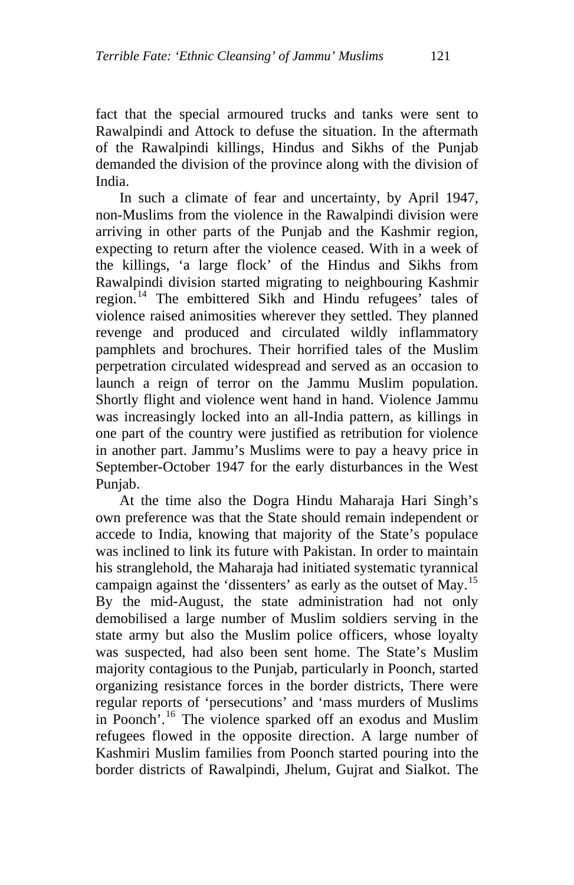fact that the special armoured trucks and tanks were sent to Rawalpindi and Attock to defuse the situation. In the aftermath of the Rawalpindi killings, Hindus and Sikhs of the Punjab demanded the division of the province along with the division of India.

In such a climate of fear and uncertainty, by April 1947, non-Muslims from the violence in the Rawalpindi division were arriving in other parts of the Punjab and the Kashmir region, expecting to return after the violence ceased. With in a week of the killings, 'a large flock' of the Hindus and Sikhs from Rawalpindi division started migrating to neighbouring Kashmir region.[14] The embittered Sikh and Hindu refugees' tales of violence raised animosities wherever they settled. They planned revenge and produced and circulated wildly inflammatory pamphlets and brochures. Their horrified tales of the Muslim perpetration circulated widespread and served as an occasion to launch a reign of terror on the Jammu Muslim population. Shortly flight and violence went hand in hand. Violence Jammu was increasingly locked into an all-India pattern, as killings in one part of the country were justified as retribution for violence in another part. Jammu's Muslims were to pay a heavy price in September-October 1947 for the early disturbances in the West Punjab.

At the time also the Dogra Hindu Maharaja Hari Singh's own preference was that the State should remain independent or accede to India, knowing that majority of the State's populace was inclined to link its future with Pakistan. In order to maintain his stranglehold, the Maharaja had initiated systematic tyrannical campaign against the 'dissenters' as early as the outset of May.[15] By the mid-August, the state administration had not only demobilised a large number of Muslim soldiers serving in the state army but also the Muslim police officers, whose loyalty was suspected, had also been sent home. The State's Muslim majority contagious to the Punjab, particularly in Poonch, started organizing resistance forces in the border districts, There were regular reports of 'persecutions' and 'mass murders of Muslims in Poonch'.[16] The violence sparked off an exodus and Muslim refugees flowed in the opposite direction. A large number of Kashmiri Muslim families from Poonch started pouring into the border districts of Rawalpindi, Jhelum, Gujrat and Sialkot. The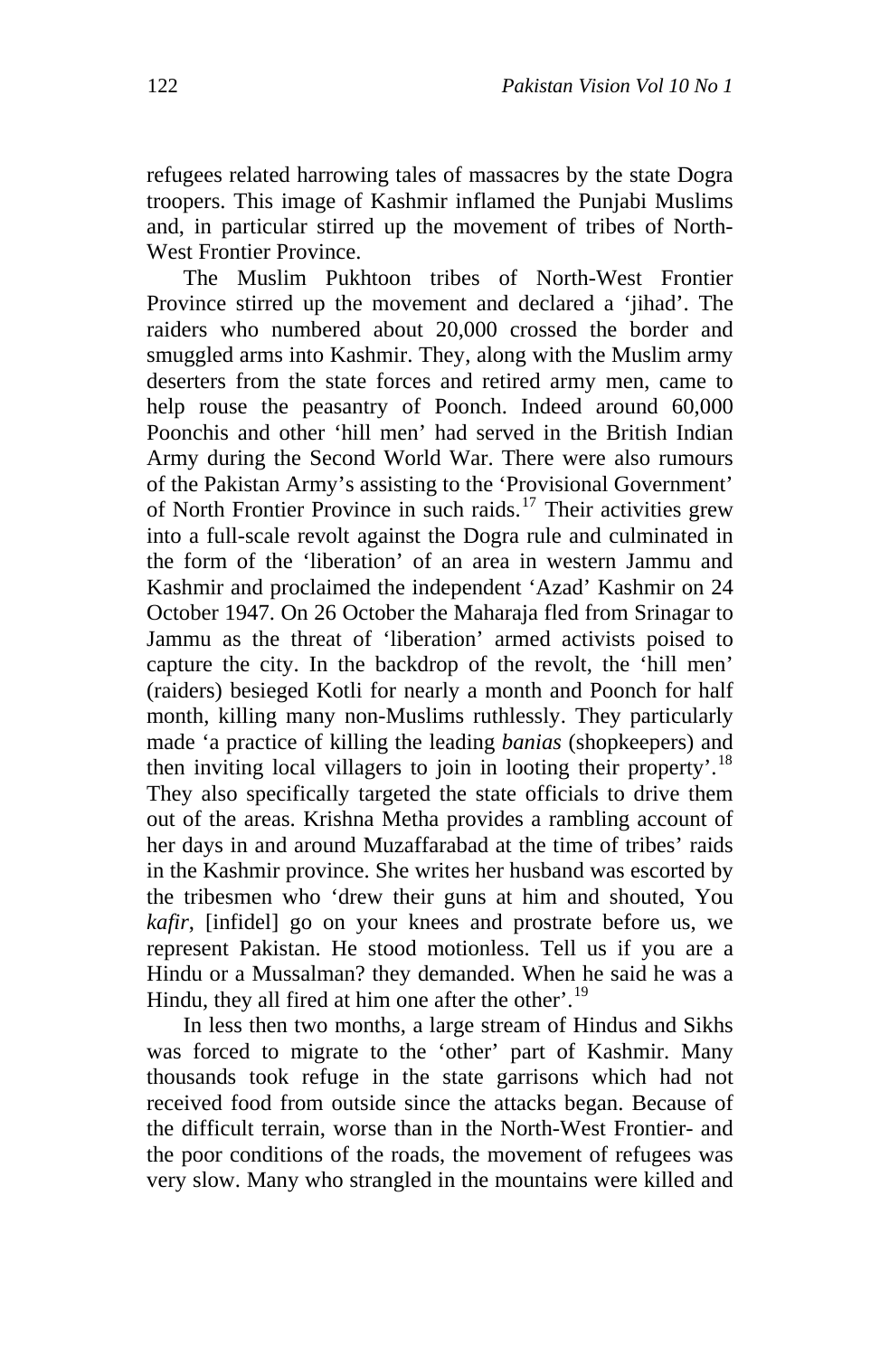refugees related harrowing tales of massacres by the state Dogra troopers. This image of Kashmir inflamed the Punjabi Muslims and, in particular stirred up the movement of tribes of North-West Frontier Province.

The Muslim Pukhtoon tribes of North-West Frontier Province stirred up the movement and declared a 'jihad'. The raiders who numbered about 20,000 crossed the border and smuggled arms into Kashmir. They, along with the Muslim army deserters from the state forces and retired army men, came to help rouse the peasantry of Poonch. Indeed around 60,000 Poonchis and other 'hill men' had served in the British Indian Army during the Second World War. There were also rumours of the Pakistan Army's assisting to the 'Provisional Government' of North Frontier Province in such raids.[17] Their activities grew into a full-scale revolt against the Dogra rule and culminated in the form of the 'liberation' of an area in western Jammu and Kashmir and proclaimed the independent 'Azad' Kashmir on 24 October 1947. On 26 October the Maharaja fled from Srinagar to Jammu as the threat of 'liberation' armed activists poised to capture the city. In the backdrop of the revolt, the 'hill men' (raiders) besieged Kotli for nearly a month and Poonch for half month, killing many non-Muslims ruthlessly. They particularly made 'a practice of killing the leading *banias* (shopkeepers) and then inviting local villagers to join in looting their property'.[18] They also specifically targeted the state officials to drive them out of the areas. Krishna Metha provides a rambling account of her days in and around Muzaffarabad at the time of tribes' raids in the Kashmir province. She writes her husband was escorted by the tribesmen who 'drew their guns at him and shouted, You *kafir*, [infidel] go on your knees and prostrate before us, we represent Pakistan. He stood motionless. Tell us if you are a Hindu or a Mussalman? they demanded. When he said he was a Hindu, they all fired at him one after the other'.[19]

In less then two months, a large stream of Hindus and Sikhs was forced to migrate to the 'other' part of Kashmir. Many thousands took refuge in the state garrisons which had not received food from outside since the attacks began. Because of the difficult terrain, worse than in the North-West Frontier- and the poor conditions of the roads, the movement of refugees was very slow. Many who strangled in the mountains were killed and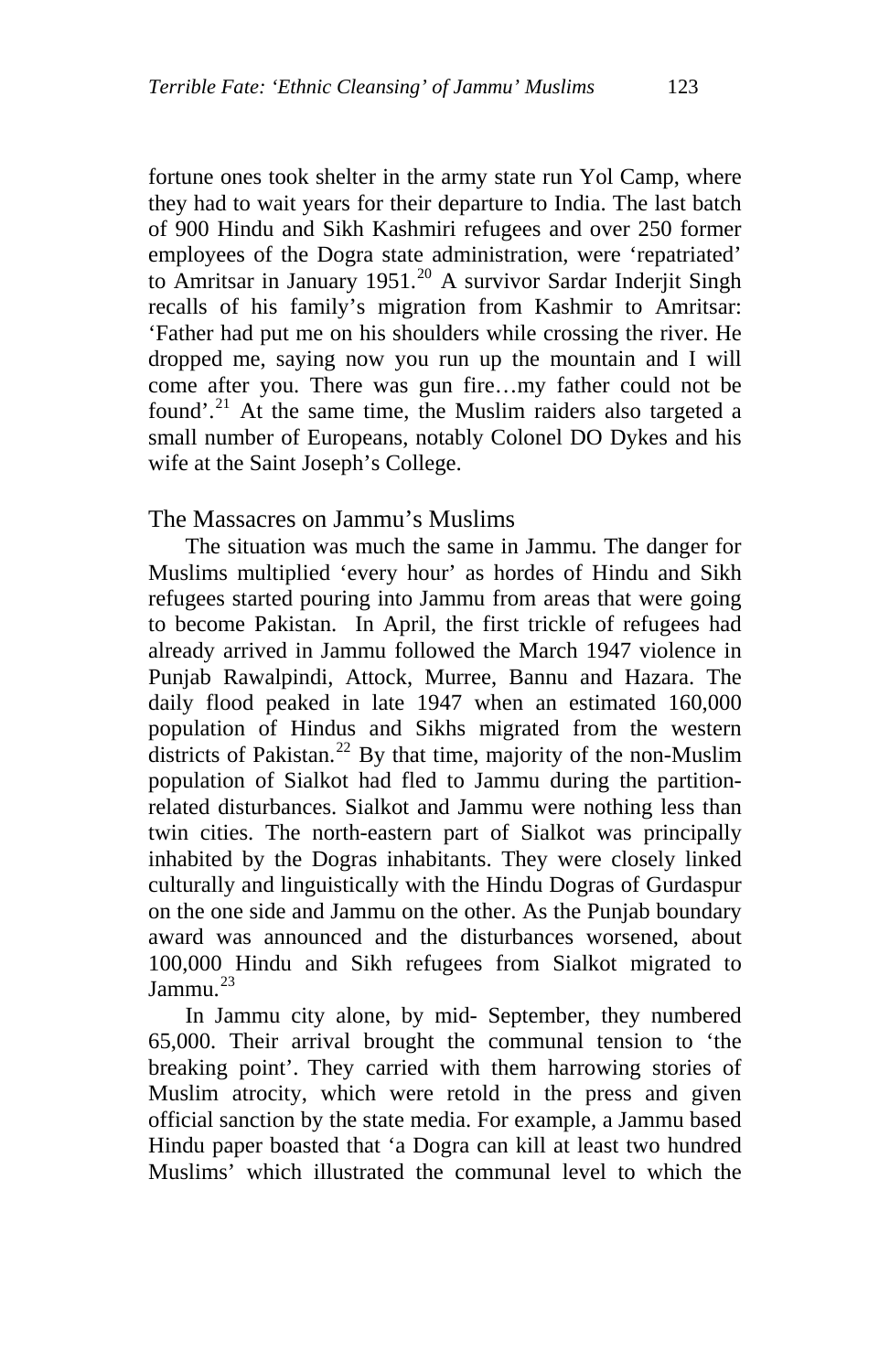fortune ones took shelter in the army state run Yol Camp, where they had to wait years for their departure to India. The last batch of 900 Hindu and Sikh Kashmiri refugees and over 250 former employees of the Dogra state administration, were 'repatriated' to Amritsar in January 1951.[20] A survivor Sardar Inderjit Singh recalls of his family's migration from Kashmir to Amritsar: 'Father had put me on his shoulders while crossing the river. He dropped me, saying now you run up the mountain and I will come after you. There was gun fire…my father could not be found'.[21] At the same time, the Muslim raiders also targeted a small number of Europeans, notably Colonel DO Dykes and his wife at the Saint Joseph's College.

## The Massacres on Jammu's Muslims

The situation was much the same in Jammu. The danger for Muslims multiplied 'every hour' as hordes of Hindu and Sikh refugees started pouring into Jammu from areas that were going to become Pakistan. In April, the first trickle of refugees had already arrived in Jammu followed the March 1947 violence in Punjab Rawalpindi, Attock, Murree, Bannu and Hazara. The daily flood peaked in late 1947 when an estimated 160,000 population of Hindus and Sikhs migrated from the western districts of Pakistan.[22] By that time, majority of the non-Muslim population of Sialkot had fled to Jammu during the partition-related disturbances. Sialkot and Jammu were nothing less than twin cities. The north-eastern part of Sialkot was principally inhabited by the Dogras inhabitants. They were closely linked culturally and linguistically with the Hindu Dogras of Gurdaspur on the one side and Jammu on the other. As the Punjab boundary award was announced and the disturbances worsened, about 100,000 Hindu and Sikh refugees from Sialkot migrated to Jammu.[23]

In Jammu city alone, by mid- September, they numbered 65,000. Their arrival brought the communal tension to 'the breaking point'. They carried with them harrowing stories of Muslim atrocity, which were retold in the press and given official sanction by the state media. For example, a Jammu based Hindu paper boasted that 'a Dogra can kill at least two hundred Muslims' which illustrated the communal level to which the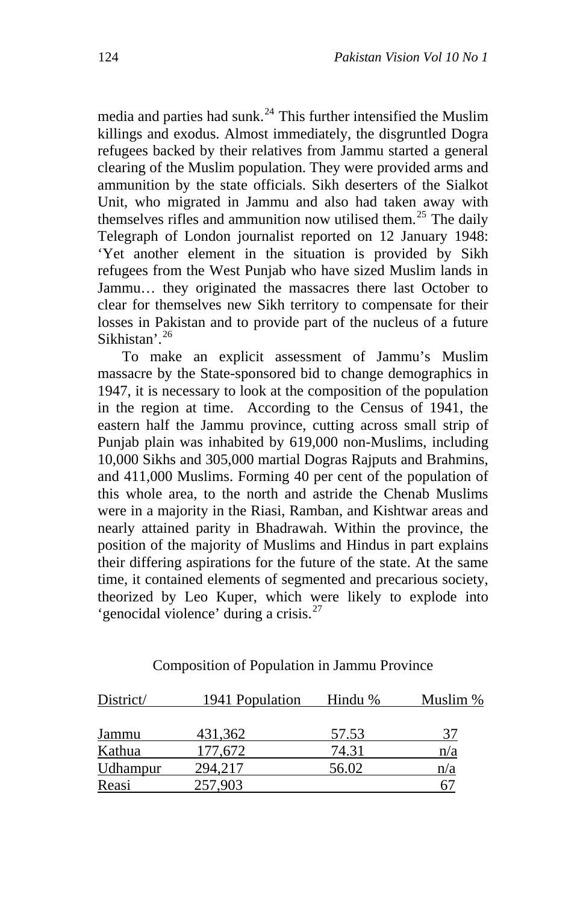media and parties had sunk.[24] This further intensified the Muslim killings and exodus. Almost immediately, the disgruntled Dogra refugees backed by their relatives from Jammu started a general clearing of the Muslim population. They were provided arms and ammunition by the state officials. Sikh deserters of the Sialkot Unit, who migrated in Jammu and also had taken away with themselves rifles and ammunition now utilised them.[25] The daily Telegraph of London journalist reported on 12 January 1948: 'Yet another element in the situation is provided by Sikh refugees from the West Punjab who have sized Muslim lands in Jammu… they originated the massacres there last October to clear for themselves new Sikh territory to compensate for their losses in Pakistan and to provide part of the nucleus of a future Sikhistan'.[26]

To make an explicit assessment of Jammu's Muslim massacre by the State-sponsored bid to change demographics in 1947, it is necessary to look at the composition of the population in the region at time. According to the Census of 1941, the eastern half the Jammu province, cutting across small strip of Punjab plain was inhabited by 619,000 non-Muslims, including 10,000 Sikhs and 305,000 martial Dogras Rajputs and Brahmins, and 411,000 Muslims. Forming 40 per cent of the population of this whole area, to the north and astride the Chenab Muslims were in a majority in the Riasi, Ramban, and Kishtwar areas and nearly attained parity in Bhadrawah. Within the province, the position of the majority of Muslims and Hindus in part explains their differing aspirations for the future of the state. At the same time, it contained elements of segmented and precarious society, theorized by Leo Kuper, which were likely to explode into 'genocidal violence' during a crisis.[27]

Composition of Population in Jammu Province

| District/ | 1941 Population | Hindu % | Muslim % |
|---|---|---|---|
| Jammu | 431,362 | 57.53 | 37 |
| Kathua | 177,672 | 74.31 | n/a |
| Udhampur | 294,217 | 56.02 | n/a |
| Reasi | 257,903 | | 67 |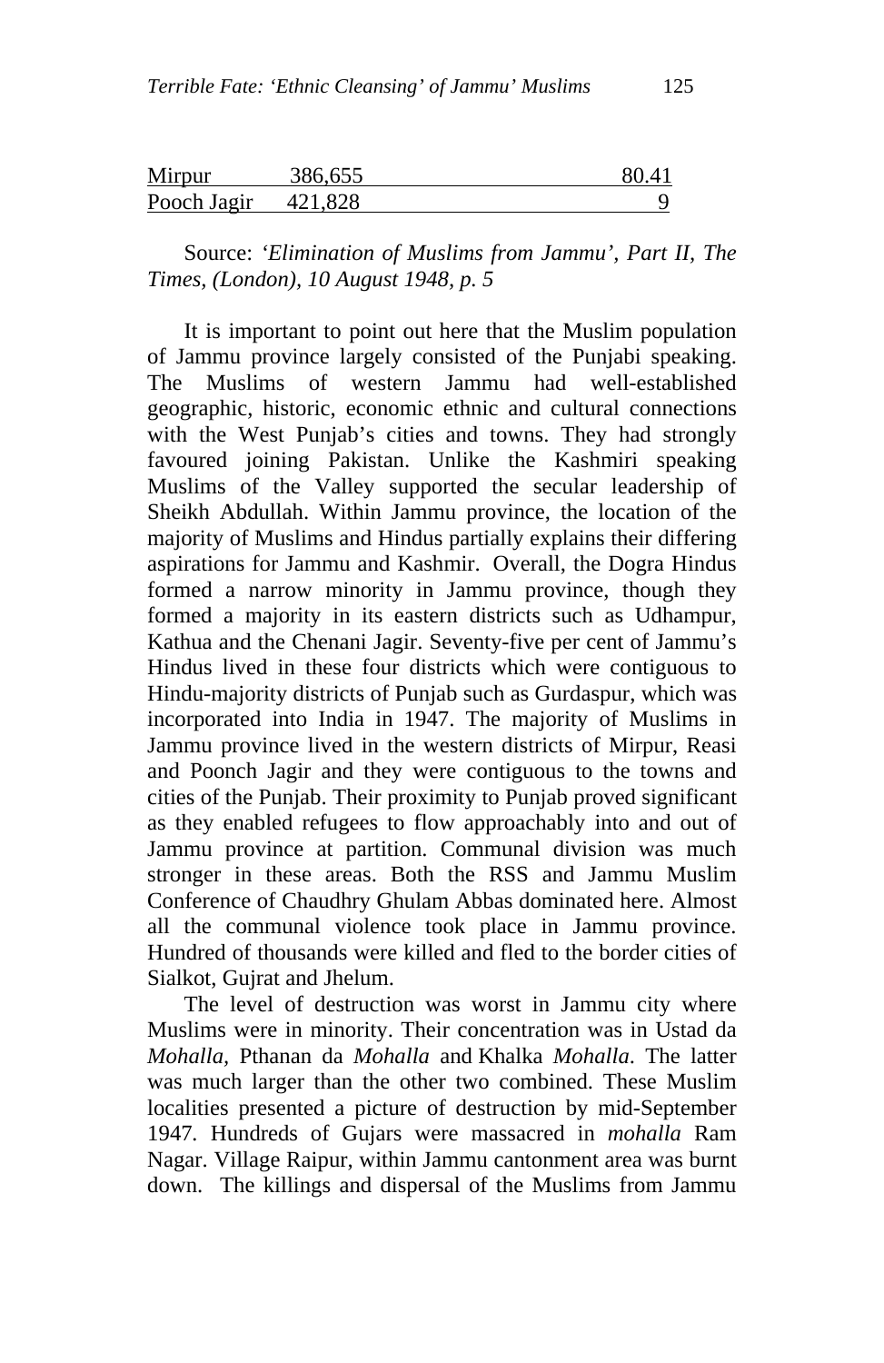| Mirpur | 386,655 | 80.41 |
|---|---|---|
| Pooch Jagir | 421,828 | 9 |

Source: *'Elimination of Muslims from Jammu', Part II, The Times, (London), 10 August 1948, p. 5*

It is important to point out here that the Muslim population of Jammu province largely consisted of the Punjabi speaking. The Muslims of western Jammu had well-established geographic, historic, economic ethnic and cultural connections with the West Punjab's cities and towns. They had strongly favoured joining Pakistan. Unlike the Kashmiri speaking Muslims of the Valley supported the secular leadership of Sheikh Abdullah. Within Jammu province, the location of the majority of Muslims and Hindus partially explains their differing aspirations for Jammu and Kashmir. Overall, the Dogra Hindus formed a narrow minority in Jammu province, though they formed a majority in its eastern districts such as Udhampur, Kathua and the Chenani Jagir. Seventy-five per cent of Jammu's Hindus lived in these four districts which were contiguous to Hindu-majority districts of Punjab such as Gurdaspur, which was incorporated into India in 1947. The majority of Muslims in Jammu province lived in the western districts of Mirpur, Reasi and Poonch Jagir and they were contiguous to the towns and cities of the Punjab. Their proximity to Punjab proved significant as they enabled refugees to flow approachably into and out of Jammu province at partition. Communal division was much stronger in these areas. Both the RSS and Jammu Muslim Conference of Chaudhry Ghulam Abbas dominated here. Almost all the communal violence took place in Jammu province. Hundred of thousands were killed and fled to the border cities of Sialkot, Gujrat and Jhelum.

The level of destruction was worst in Jammu city where Muslims were in minority. Their concentration was in Ustad da *Mohalla,* Pthanan da *Mohalla* and Khalka *Mohalla*. The latter was much larger than the other two combined. These Muslim localities presented a picture of destruction by mid-September 1947. Hundreds of Gujars were massacred in *mohalla* Ram Nagar. Village Raipur, within Jammu cantonment area was burnt down. The killings and dispersal of the Muslims from Jammu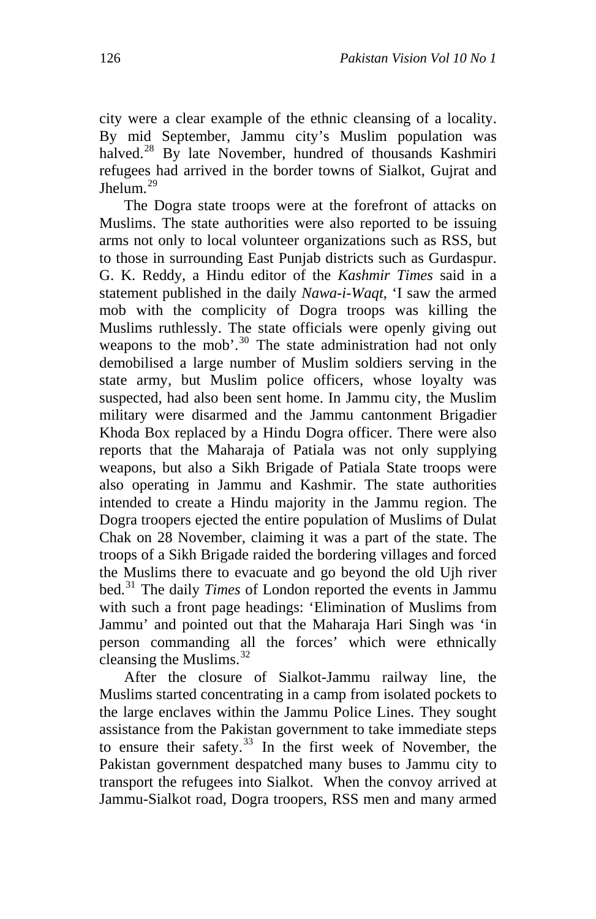city were a clear example of the ethnic cleansing of a locality. By mid September, Jammu city's Muslim population was halved.[28] By late November, hundred of thousands Kashmiri refugees had arrived in the border towns of Sialkot, Gujrat and Jhelum.[29]

The Dogra state troops were at the forefront of attacks on Muslims. The state authorities were also reported to be issuing arms not only to local volunteer organizations such as RSS, but to those in surrounding East Punjab districts such as Gurdaspur. G. K. Reddy, a Hindu editor of the *Kashmir Times* said in a statement published in the daily *Nawa-i-Waqt*, 'I saw the armed mob with the complicity of Dogra troops was killing the Muslims ruthlessly. The state officials were openly giving out weapons to the mob'.[30] The state administration had not only demobilised a large number of Muslim soldiers serving in the state army, but Muslim police officers, whose loyalty was suspected, had also been sent home. In Jammu city, the Muslim military were disarmed and the Jammu cantonment Brigadier Khoda Box replaced by a Hindu Dogra officer. There were also reports that the Maharaja of Patiala was not only supplying weapons, but also a Sikh Brigade of Patiala State troops were also operating in Jammu and Kashmir. The state authorities intended to create a Hindu majority in the Jammu region. The Dogra troopers ejected the entire population of Muslims of Dulat Chak on 28 November, claiming it was a part of the state. The troops of a Sikh Brigade raided the bordering villages and forced the Muslims there to evacuate and go beyond the old Ujh river bed.[31] The daily *Times* of London reported the events in Jammu with such a front page headings: 'Elimination of Muslims from Jammu' and pointed out that the Maharaja Hari Singh was 'in person commanding all the forces' which were ethnically cleansing the Muslims.[32]

After the closure of Sialkot-Jammu railway line, the Muslims started concentrating in a camp from isolated pockets to the large enclaves within the Jammu Police Lines. They sought assistance from the Pakistan government to take immediate steps to ensure their safety.[33] In the first week of November, the Pakistan government despatched many buses to Jammu city to transport the refugees into Sialkot. When the convoy arrived at Jammu-Sialkot road, Dogra troopers, RSS men and many armed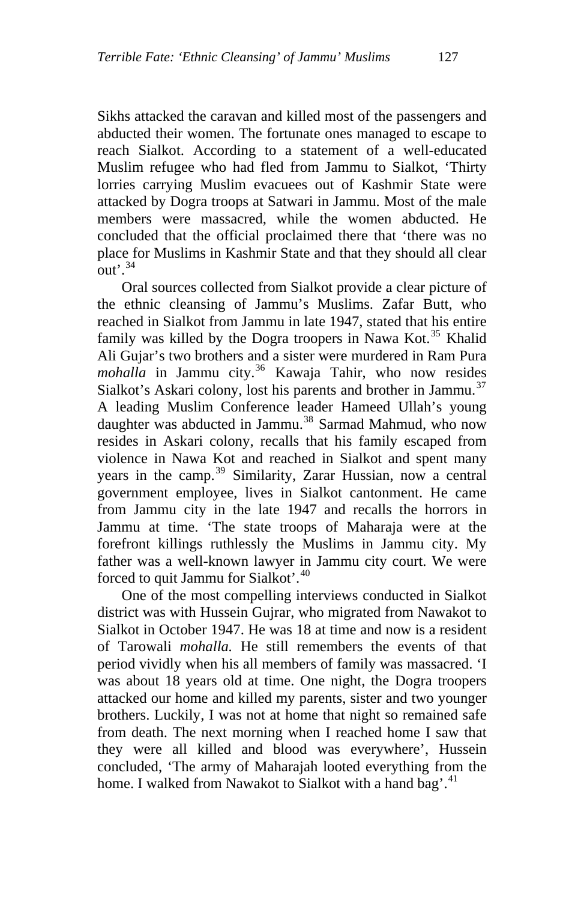Sikhs attacked the caravan and killed most of the passengers and abducted their women. The fortunate ones managed to escape to reach Sialkot. According to a statement of a well-educated Muslim refugee who had fled from Jammu to Sialkot, 'Thirty lorries carrying Muslim evacuees out of Kashmir State were attacked by Dogra troops at Satwari in Jammu. Most of the male members were massacred, while the women abducted. He concluded that the official proclaimed there that 'there was no place for Muslims in Kashmir State and that they should all clear out'.[34]

Oral sources collected from Sialkot provide a clear picture of the ethnic cleansing of Jammu's Muslims. Zafar Butt, who reached in Sialkot from Jammu in late 1947, stated that his entire family was killed by the Dogra troopers in Nawa Kot.[35] Khalid Ali Gujar's two brothers and a sister were murdered in Ram Pura *mohalla* in Jammu city.[36] Kawaja Tahir, who now resides Sialkot's Askari colony, lost his parents and brother in Jammu.[37] A leading Muslim Conference leader Hameed Ullah's young daughter was abducted in Jammu.[38] Sarmad Mahmud, who now resides in Askari colony, recalls that his family escaped from violence in Nawa Kot and reached in Sialkot and spent many years in the camp.[39] Similarity, Zarar Hussian, now a central government employee, lives in Sialkot cantonment. He came from Jammu city in the late 1947 and recalls the horrors in Jammu at time. 'The state troops of Maharaja were at the forefront killings ruthlessly the Muslims in Jammu city. My father was a well-known lawyer in Jammu city court. We were forced to quit Jammu for Sialkot'.[40]

One of the most compelling interviews conducted in Sialkot district was with Hussein Gujrar, who migrated from Nawakot to Sialkot in October 1947. He was 18 at time and now is a resident of Tarowali *mohalla.* He still remembers the events of that period vividly when his all members of family was massacred. 'I was about 18 years old at time. One night, the Dogra troopers attacked our home and killed my parents, sister and two younger brothers. Luckily, I was not at home that night so remained safe from death. The next morning when I reached home I saw that they were all killed and blood was everywhere', Hussein concluded, 'The army of Maharajah looted everything from the home. I walked from Nawakot to Sialkot with a hand bag'.[41]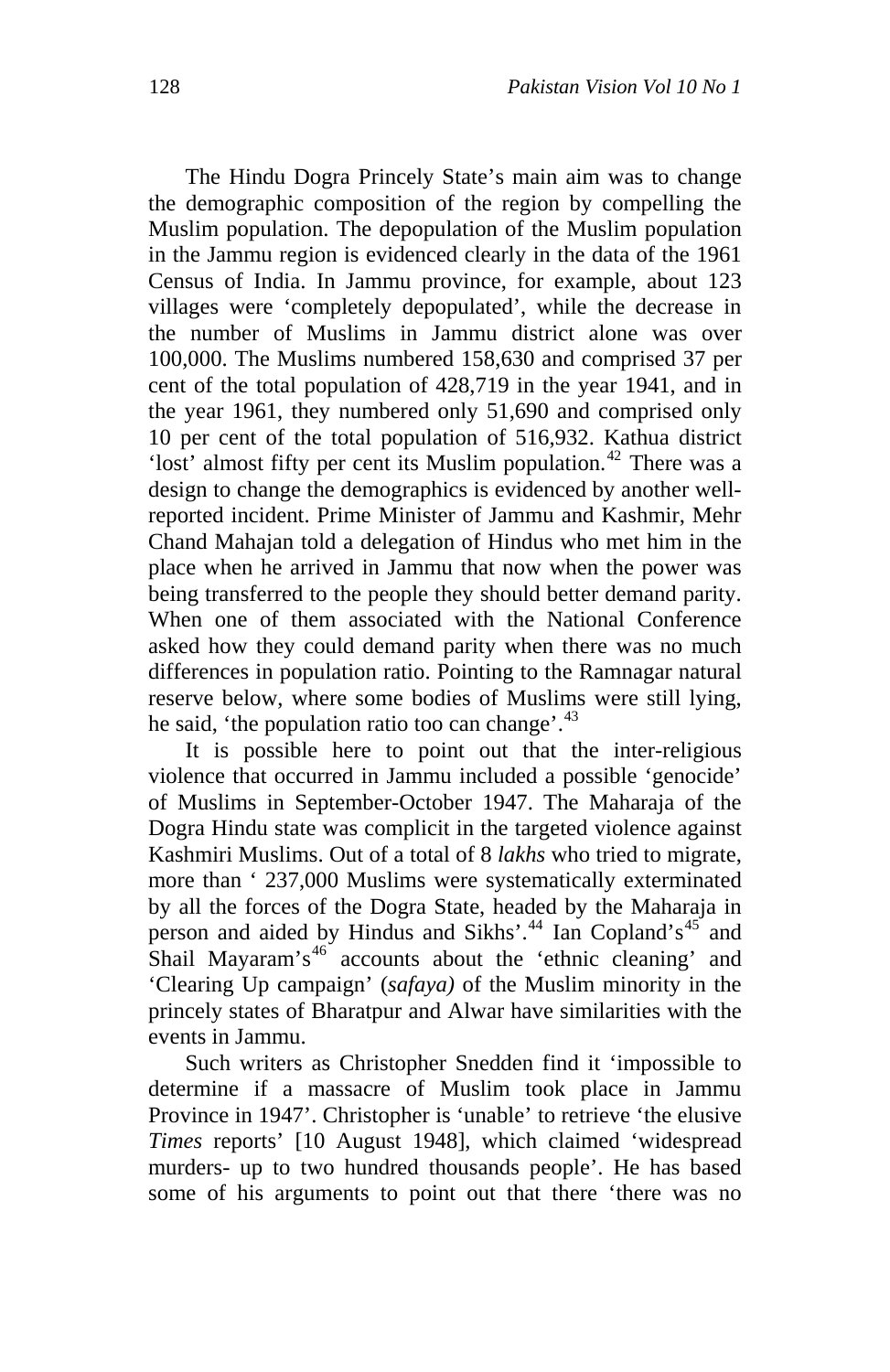The Hindu Dogra Princely State's main aim was to change the demographic composition of the region by compelling the Muslim population. The depopulation of the Muslim population in the Jammu region is evidenced clearly in the data of the 1961 Census of India. In Jammu province, for example, about 123 villages were 'completely depopulated', while the decrease in the number of Muslims in Jammu district alone was over 100,000. The Muslims numbered 158,630 and comprised 37 per cent of the total population of 428,719 in the year 1941, and in the year 1961, they numbered only 51,690 and comprised only 10 per cent of the total population of 516,932. Kathua district 'lost' almost fifty per cent its Muslim population.[42] There was a design to change the demographics is evidenced by another well-reported incident. Prime Minister of Jammu and Kashmir, Mehr Chand Mahajan told a delegation of Hindus who met him in the place when he arrived in Jammu that now when the power was being transferred to the people they should better demand parity. When one of them associated with the National Conference asked how they could demand parity when there was no much differences in population ratio. Pointing to the Ramnagar natural reserve below, where some bodies of Muslims were still lying, he said, 'the population ratio too can change'.[43]

It is possible here to point out that the inter-religious violence that occurred in Jammu included a possible 'genocide' of Muslims in September-October 1947. The Maharaja of the Dogra Hindu state was complicit in the targeted violence against Kashmiri Muslims. Out of a total of 8 *lakhs* who tried to migrate, more than ' 237,000 Muslims were systematically exterminated by all the forces of the Dogra State, headed by the Maharaja in person and aided by Hindus and Sikhs'.[44] Ian Copland's[45] and Shail Mayaram's[46] accounts about the 'ethnic cleaning' and 'Clearing Up campaign' (*safaya)* of the Muslim minority in the princely states of Bharatpur and Alwar have similarities with the events in Jammu.

Such writers as Christopher Snedden find it 'impossible to determine if a massacre of Muslim took place in Jammu Province in 1947'. Christopher is 'unable' to retrieve 'the elusive *Times* reports' [10 August 1948], which claimed 'widespread murders- up to two hundred thousands people'. He has based some of his arguments to point out that there 'there was no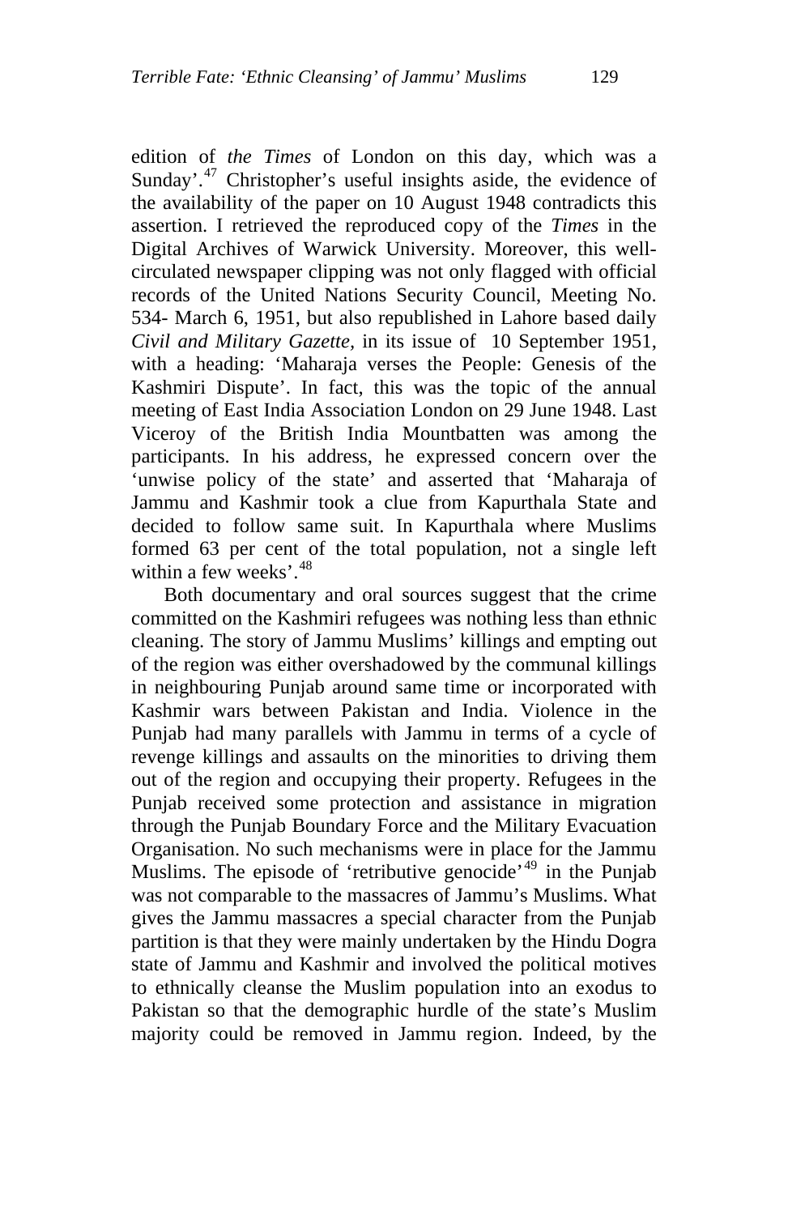edition of *the Times* of London on this day, which was a Sunday'.[47] Christopher's useful insights aside, the evidence of the availability of the paper on 10 August 1948 contradicts this assertion. I retrieved the reproduced copy of the *Times* in the Digital Archives of Warwick University. Moreover, this well-circulated newspaper clipping was not only flagged with official records of the United Nations Security Council, Meeting No. 534- March 6, 1951, but also republished in Lahore based daily *Civil and Military Gazette*, in its issue of 10 September 1951, with a heading: 'Maharaja verses the People: Genesis of the Kashmiri Dispute'. In fact, this was the topic of the annual meeting of East India Association London on 29 June 1948. Last Viceroy of the British India Mountbatten was among the participants. In his address, he expressed concern over the 'unwise policy of the state' and asserted that 'Maharaja of Jammu and Kashmir took a clue from Kapurthala State and decided to follow same suit. In Kapurthala where Muslims formed 63 per cent of the total population, not a single left within a few weeks'.[48]

Both documentary and oral sources suggest that the crime committed on the Kashmiri refugees was nothing less than ethnic cleaning. The story of Jammu Muslims' killings and empting out of the region was either overshadowed by the communal killings in neighbouring Punjab around same time or incorporated with Kashmir wars between Pakistan and India. Violence in the Punjab had many parallels with Jammu in terms of a cycle of revenge killings and assaults on the minorities to driving them out of the region and occupying their property. Refugees in the Punjab received some protection and assistance in migration through the Punjab Boundary Force and the Military Evacuation Organisation. No such mechanisms were in place for the Jammu Muslims. The episode of 'retributive genocide'[49] in the Punjab was not comparable to the massacres of Jammu's Muslims. What gives the Jammu massacres a special character from the Punjab partition is that they were mainly undertaken by the Hindu Dogra state of Jammu and Kashmir and involved the political motives to ethnically cleanse the Muslim population into an exodus to Pakistan so that the demographic hurdle of the state's Muslim majority could be removed in Jammu region. Indeed, by the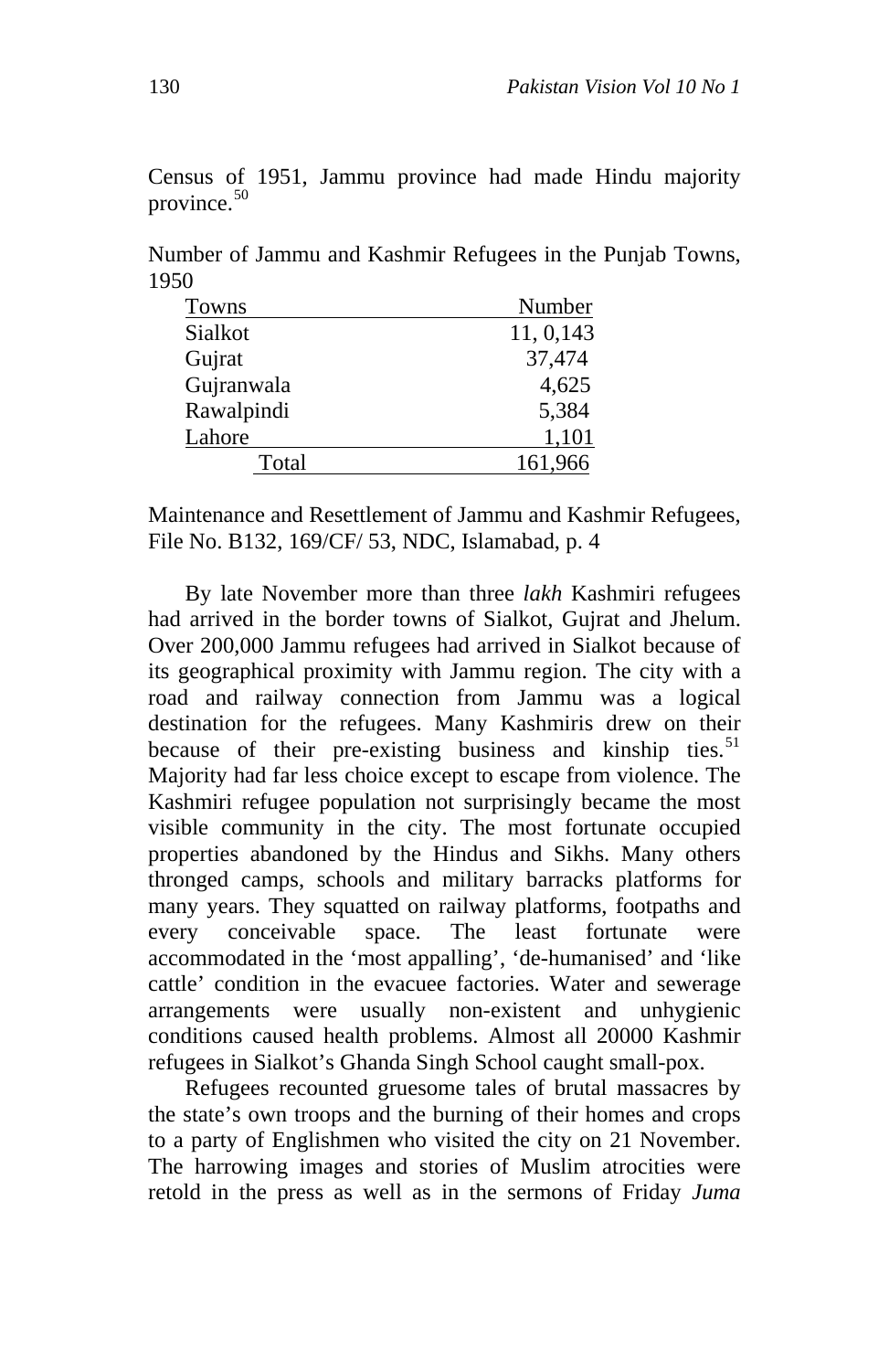Census of 1951, Jammu province had made Hindu majority province.[50]

Number of Jammu and Kashmir Refugees in the Punjab Towns, 1950

| Towns | Number |
|---|---|
| Sialkot | 11, 0,143 |
| Gujrat | 37,474 |
| Gujranwala | 4,625 |
| Rawalpindi | 5,384 |
| Lahore | 1,101 |
| Total | 161,966 |

Maintenance and Resettlement of Jammu and Kashmir Refugees, File No. B132, 169/CF/ 53, NDC, Islamabad, p. 4

By late November more than three *lakh* Kashmiri refugees had arrived in the border towns of Sialkot, Gujrat and Jhelum. Over 200,000 Jammu refugees had arrived in Sialkot because of its geographical proximity with Jammu region. The city with a road and railway connection from Jammu was a logical destination for the refugees. Many Kashmiris drew on their because of their pre-existing business and kinship ties.[51] Majority had far less choice except to escape from violence. The Kashmiri refugee population not surprisingly became the most visible community in the city. The most fortunate occupied properties abandoned by the Hindus and Sikhs. Many others thronged camps, schools and military barracks platforms for many years. They squatted on railway platforms, footpaths and every conceivable space. The least fortunate were accommodated in the 'most appalling', 'de-humanised' and 'like cattle' condition in the evacuee factories. Water and sewerage arrangements were usually non-existent and unhygienic conditions caused health problems. Almost all 20000 Kashmir refugees in Sialkot's Ghanda Singh School caught small-pox.

Refugees recounted gruesome tales of brutal massacres by the state's own troops and the burning of their homes and crops to a party of Englishmen who visited the city on 21 November. The harrowing images and stories of Muslim atrocities were retold in the press as well as in the sermons of Friday *Juma*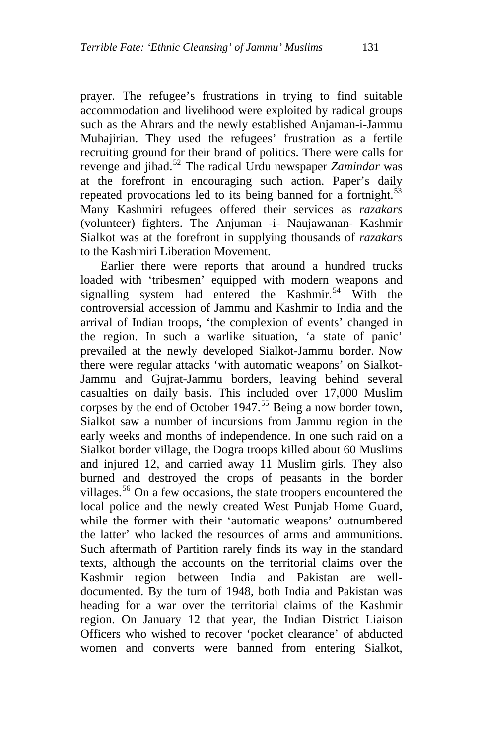prayer. The refugee's frustrations in trying to find suitable accommodation and livelihood were exploited by radical groups such as the Ahrars and the newly established Anjaman-i-Jammu Muhajirian. They used the refugees' frustration as a fertile recruiting ground for their brand of politics. There were calls for revenge and jihad.[52] The radical Urdu newspaper *Zamindar* was at the forefront in encouraging such action. Paper's daily repeated provocations led to its being banned for a fortnight.[53] Many Kashmiri refugees offered their services as *razakars* (volunteer) fighters. The Anjuman -i- Naujawanan- Kashmir Sialkot was at the forefront in supplying thousands of *razakars* to the Kashmiri Liberation Movement.

Earlier there were reports that around a hundred trucks loaded with 'tribesmen' equipped with modern weapons and signalling system had entered the Kashmir.[54] With the controversial accession of Jammu and Kashmir to India and the arrival of Indian troops, 'the complexion of events' changed in the region. In such a warlike situation, 'a state of panic' prevailed at the newly developed Sialkot-Jammu border. Now there were regular attacks 'with automatic weapons' on Sialkot-Jammu and Gujrat-Jammu borders, leaving behind several casualties on daily basis. This included over 17,000 Muslim corpses by the end of October 1947.[55] Being a now border town, Sialkot saw a number of incursions from Jammu region in the early weeks and months of independence. In one such raid on a Sialkot border village, the Dogra troops killed about 60 Muslims and injured 12, and carried away 11 Muslim girls. They also burned and destroyed the crops of peasants in the border villages.[56] On a few occasions, the state troopers encountered the local police and the newly created West Punjab Home Guard, while the former with their 'automatic weapons' outnumbered the latter' who lacked the resources of arms and ammunitions. Such aftermath of Partition rarely finds its way in the standard texts, although the accounts on the territorial claims over the Kashmir region between India and Pakistan are well-documented. By the turn of 1948, both India and Pakistan was heading for a war over the territorial claims of the Kashmir region. On January 12 that year, the Indian District Liaison Officers who wished to recover 'pocket clearance' of abducted women and converts were banned from entering Sialkot,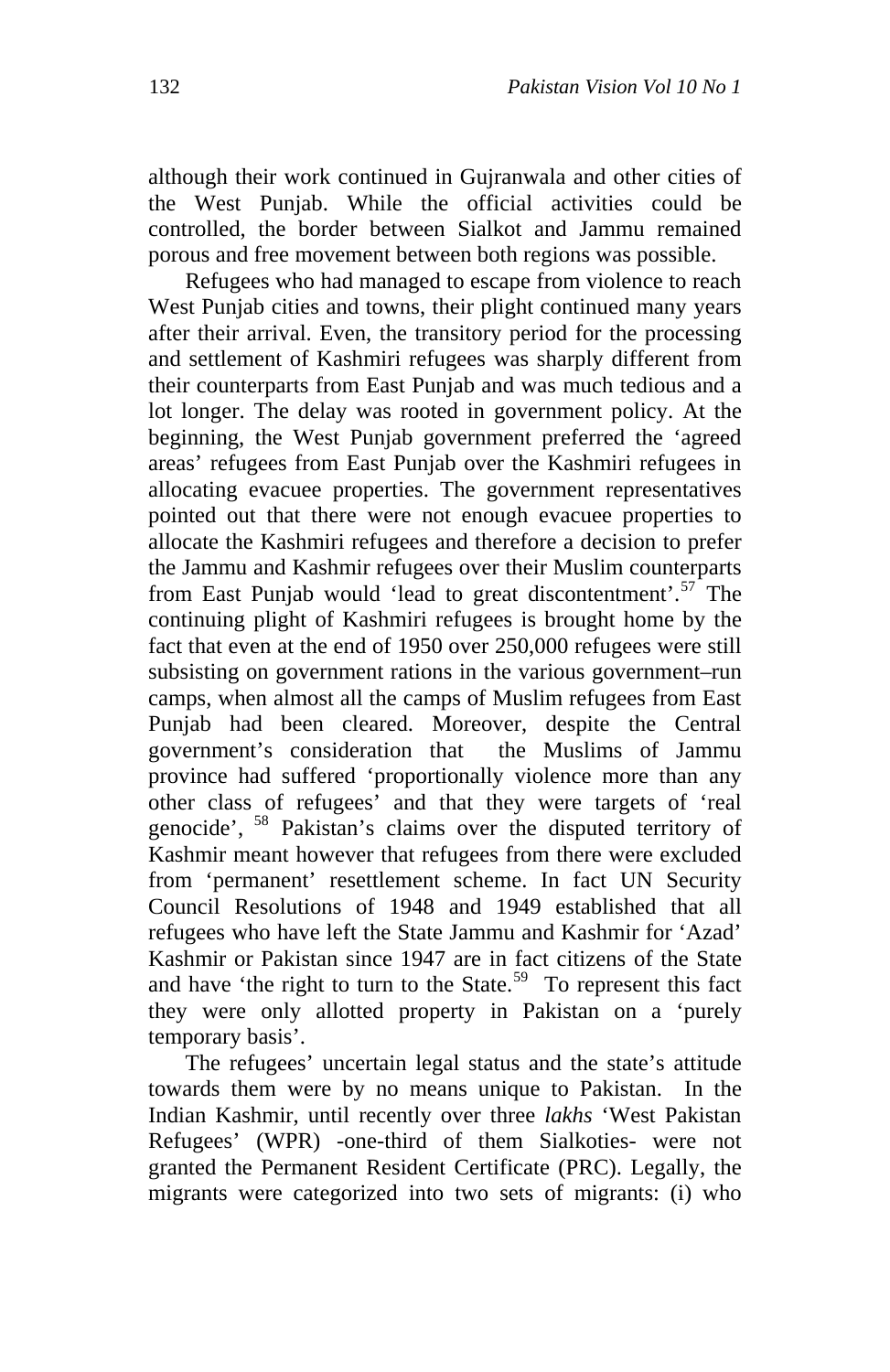although their work continued in Gujranwala and other cities of the West Punjab. While the official activities could be controlled, the border between Sialkot and Jammu remained porous and free movement between both regions was possible.

Refugees who had managed to escape from violence to reach West Punjab cities and towns, their plight continued many years after their arrival. Even, the transitory period for the processing and settlement of Kashmiri refugees was sharply different from their counterparts from East Punjab and was much tedious and a lot longer. The delay was rooted in government policy. At the beginning, the West Punjab government preferred the 'agreed areas' refugees from East Punjab over the Kashmiri refugees in allocating evacuee properties. The government representatives pointed out that there were not enough evacuee properties to allocate the Kashmiri refugees and therefore a decision to prefer the Jammu and Kashmir refugees over their Muslim counterparts from East Punjab would 'lead to great discontentment'.[57] The continuing plight of Kashmiri refugees is brought home by the fact that even at the end of 1950 over 250,000 refugees were still subsisting on government rations in the various government–run camps, when almost all the camps of Muslim refugees from East Punjab had been cleared. Moreover, despite the Central government's consideration that the Muslims of Jammu province had suffered 'proportionally violence more than any other class of refugees' and that they were targets of 'real genocide', [58] Pakistan's claims over the disputed territory of Kashmir meant however that refugees from there were excluded from 'permanent' resettlement scheme. In fact UN Security Council Resolutions of 1948 and 1949 established that all refugees who have left the State Jammu and Kashmir for 'Azad' Kashmir or Pakistan since 1947 are in fact citizens of the State and have 'the right to turn to the State.[59] To represent this fact they were only allotted property in Pakistan on a 'purely temporary basis'.

The refugees' uncertain legal status and the state's attitude towards them were by no means unique to Pakistan. In the Indian Kashmir, until recently over three *lakhs* 'West Pakistan Refugees' (WPR) -one-third of them Sialkoties- were not granted the Permanent Resident Certificate (PRC). Legally, the migrants were categorized into two sets of migrants: (i) who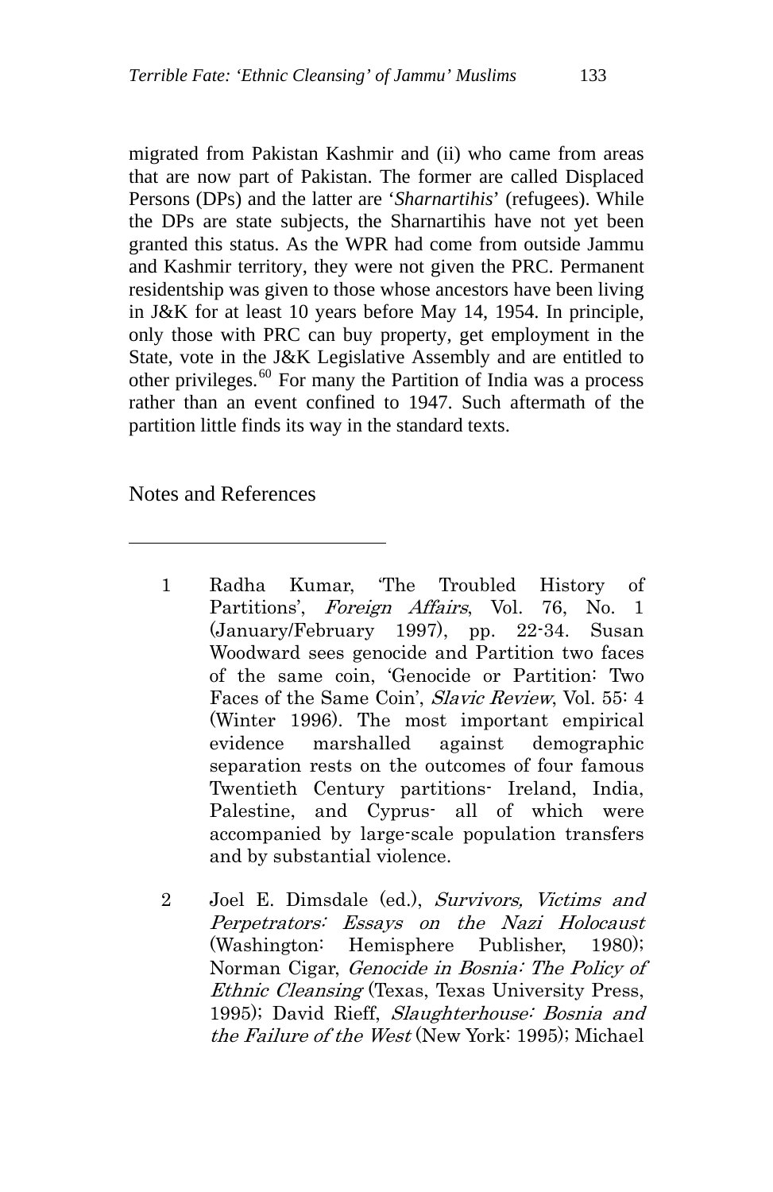migrated from Pakistan Kashmir and (ii) who came from areas that are now part of Pakistan. The former are called Displaced Persons (DPs) and the latter are '*Sharnartihis*' (refugees). While the DPs are state subjects, the Sharnartihis have not yet been granted this status. As the WPR had come from outside Jammu and Kashmir territory, they were not given the PRC. Permanent residentship was given to those whose ancestors have been living in J&K for at least 10 years before May 14, 1954. In principle, only those with PRC can buy property, get employment in the State, vote in the J&K Legislative Assembly and are entitled to other privileges.[60] For many the Partition of India was a process rather than an event confined to 1947. Such aftermath of the partition little finds its way in the standard texts.

Notes and References

---

1 Radha Kumar, 'The Troubled History of Partitions', *Foreign Affairs*, Vol. 76, No. 1 (January/February 1997), pp. 22-34. Susan Woodward sees genocide and Partition two faces of the same coin, 'Genocide or Partition: Two Faces of the Same Coin', *Slavic Review*, Vol. 55: 4 (Winter 1996). The most important empirical evidence marshalled against demographic separation rests on the outcomes of four famous Twentieth Century partitions- Ireland, India, Palestine, and Cyprus- all of which were accompanied by large-scale population transfers and by substantial violence.

2 Joel E. Dimsdale (ed.), *Survivors, Victims and Perpetrators: Essays on the Nazi Holocaust* (Washington: Hemisphere Publisher, 1980); Norman Cigar, *Genocide in Bosnia: The Policy of Ethnic Cleansing* (Texas, Texas University Press, 1995); David Rieff, *Slaughterhouse: Bosnia and the Failure of the West* (New York: 1995); Michael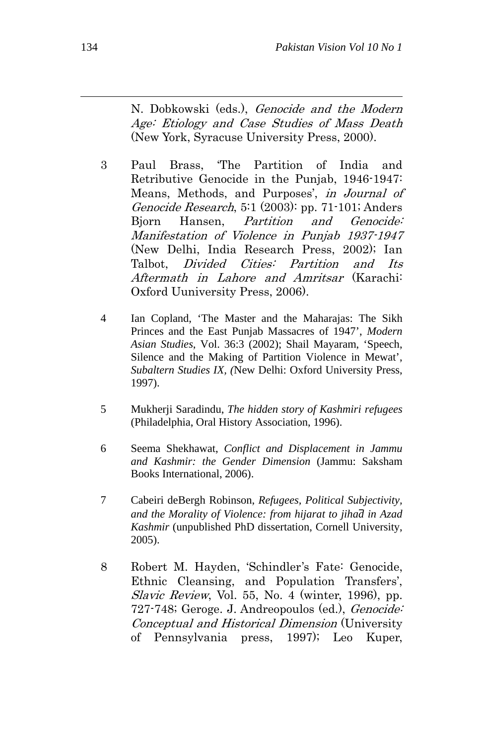N. Dobkowski (eds.), *Genocide and the Modern Age: Etiology and Case Studies of Mass Death* (New York, Syracuse University Press, 2000).

3 Paul Brass, 'The Partition of India and Retributive Genocide in the Punjab, 1946-1947: Means, Methods, and Purposes', *in Journal of Genocide Research*, 5:1 (2003): pp. 71-101; Anders Bjorn Hansen, *Partition and Genocide: Manifestation of Violence in Punjab 1937-1947* (New Delhi, India Research Press, 2002); Ian Talbot, *Divided Cities: Partition and Its Aftermath in Lahore and Amritsar* (Karachi: Oxford Uuniversity Press, 2006).

4 Ian Copland, 'The Master and the Maharajas: The Sikh Princes and the East Punjab Massacres of 1947', *Modern Asian Studies*, Vol. 36:3 (2002); Shail Mayaram, 'Speech, Silence and the Making of Partition Violence in Mewat', *Subaltern Studies IX*, *(*New Delhi: Oxford University Press, 1997).

5 Mukherji Saradindu, *The hidden story of Kashmiri refugees* (Philadelphia, Oral History Association, 1996).

6 Seema Shekhawat, *Conflict and Displacement in Jammu and Kashmir: the Gender Dimension* (Jammu: Saksham Books International, 2006).

7 Cabeiri deBergh Robinson, *Refugees, Political Subjectivity, and the Morality of Violence: from hijarat to jihad̄ in Azad Kashmir* (unpublished PhD dissertation, Cornell University, 2005).

8 Robert M. Hayden, 'Schindler's Fate: Genocide, Ethnic Cleansing, and Population Transfers', *Slavic Review*, Vol. 55, No. 4 (winter, 1996), pp. 727-748; Geroge. J. Andreopoulos (ed.), *Genocide: Conceptual and Historical Dimension* (University of Pennsylvania press, 1997); Leo Kuper,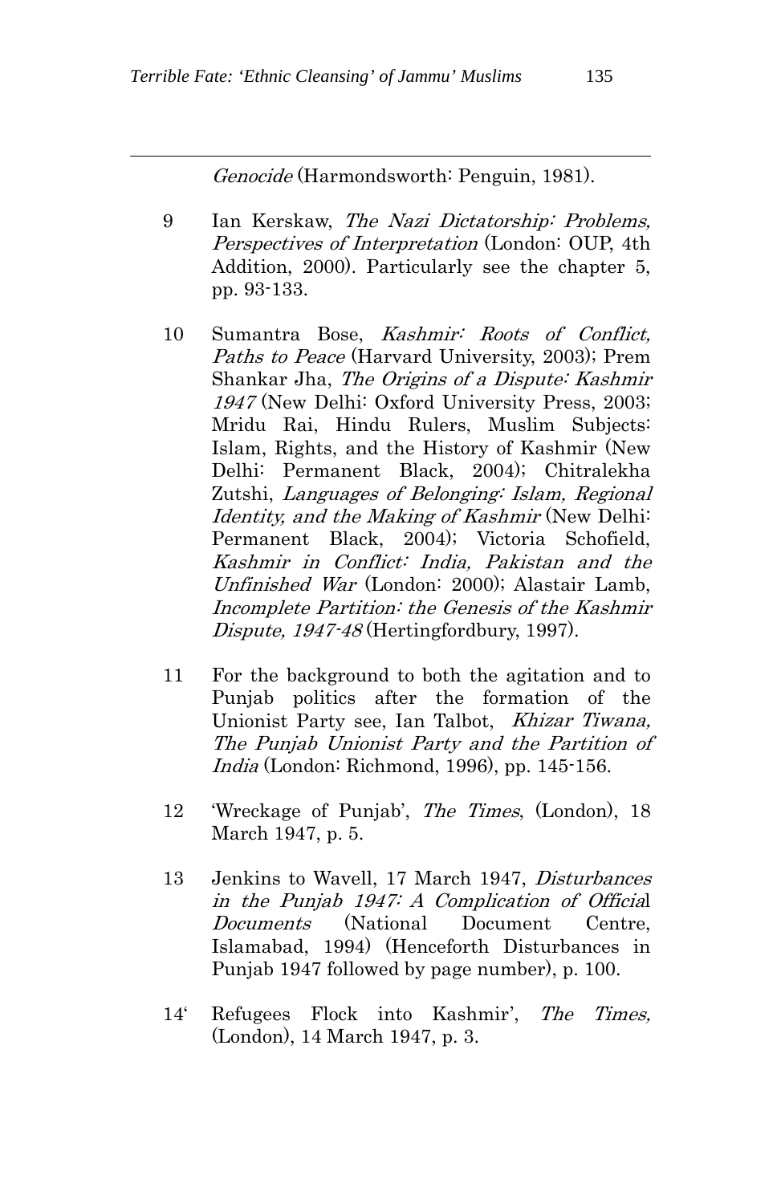*Genocide* (Harmondsworth: Penguin, 1981).

9 Ian Kerskaw, *The Nazi Dictatorship: Problems, Perspectives of Interpretation* (London: OUP, 4th Addition, 2000). Particularly see the chapter 5, pp. 93-133.

10 Sumantra Bose, *Kashmir: Roots of Conflict, Paths to Peace* (Harvard University, 2003); Prem Shankar Jha, *The Origins of a Dispute: Kashmir 1947* (New Delhi: Oxford University Press, 2003; Mridu Rai, Hindu Rulers, Muslim Subjects: Islam, Rights, and the History of Kashmir (New Delhi: Permanent Black, 2004); Chitralekha Zutshi, *Languages of Belonging: Islam, Regional Identity, and the Making of Kashmir* (New Delhi: Permanent Black, 2004); Victoria Schofield, *Kashmir in Conflict: India, Pakistan and the Unfinished War* (London: 2000); Alastair Lamb, *Incomplete Partition: the Genesis of the Kashmir Dispute, 1947-48* (Hertingfordbury, 1997).

11 For the background to both the agitation and to Punjab politics after the formation of the Unionist Party see, Ian Talbot, *Khizar Tiwana, The Punjab Unionist Party and the Partition of India* (London: Richmond, 1996), pp. 145-156.

12 'Wreckage of Punjab', *The Times*, (London), 18 March 1947, p. 5.

13 Jenkins to Wavell, 17 March 1947, *Disturbances in the Punjab 1947: A Complication of Official Documents* (National Document Centre, Islamabad, 1994) (Henceforth Disturbances in Punjab 1947 followed by page number), p. 100.

14' Refugees Flock into Kashmir', *The Times,* (London), 14 March 1947, p. 3.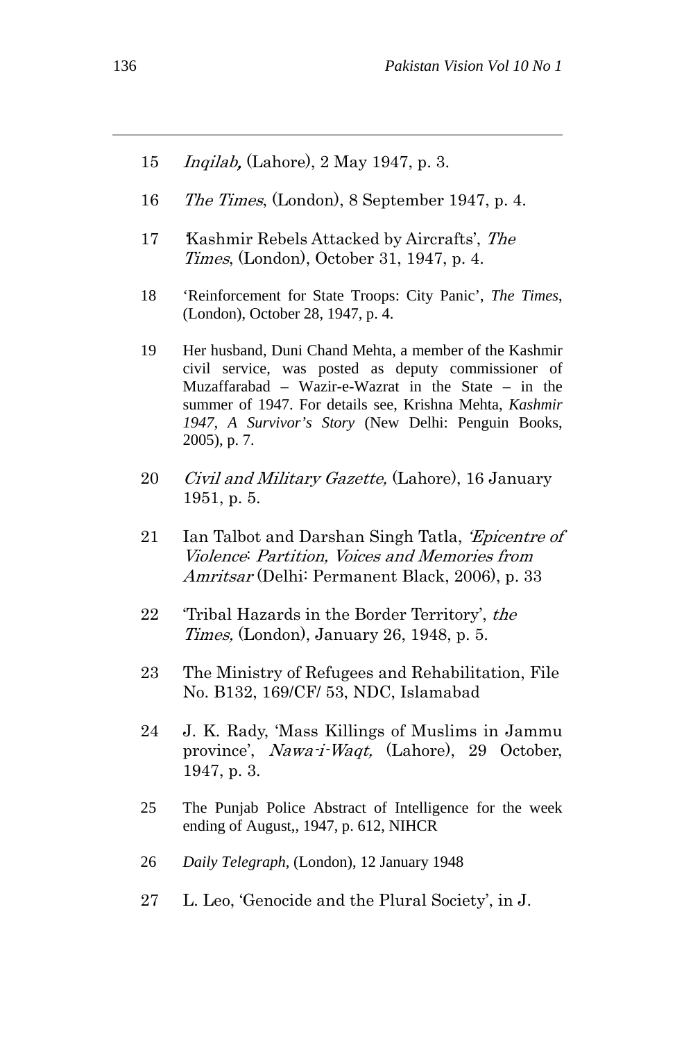15 *Inqilab,* (Lahore), 2 May 1947, p. 3.

16 *The Times*, (London), 8 September 1947, p. 4.

17 'Kashmir Rebels Attacked by Aircrafts', *The Times*, (London), October 31, 1947, p. 4.

18 'Reinforcement for State Troops: City Panic', *The Times*, (London), October 28, 1947, p. 4.

19 Her husband, Duni Chand Mehta, a member of the Kashmir civil service, was posted as deputy commissioner of Muzaffarabad – Wazir-e-Wazrat in the State – in the summer of 1947. For details see, Krishna Mehta, *Kashmir 1947, A Survivor's Story* (New Delhi: Penguin Books, 2005), p. 7.

20 *Civil and Military Gazette,* (Lahore), 16 January 1951, p. 5.

21 Ian Talbot and Darshan Singh Tatla, *'Epicentre of Violence: Partition, Voices and Memories from Amritsar* (Delhi: Permanent Black, 2006), p. 33

22 'Tribal Hazards in the Border Territory', *the Times,* (London), January 26, 1948, p. 5.

23 The Ministry of Refugees and Rehabilitation, File No. B132, 169/CF/ 53, NDC, Islamabad

24 J. K. Rady, 'Mass Killings of Muslims in Jammu province', *Nawa-i-Waqt,* (Lahore), 29 October, 1947, p. 3.

25 The Punjab Police Abstract of Intelligence for the week ending of August,, 1947, p. 612, NIHCR

26 *Daily Telegraph*, (London), 12 January 1948

27 L. Leo, 'Genocide and the Plural Society', in J.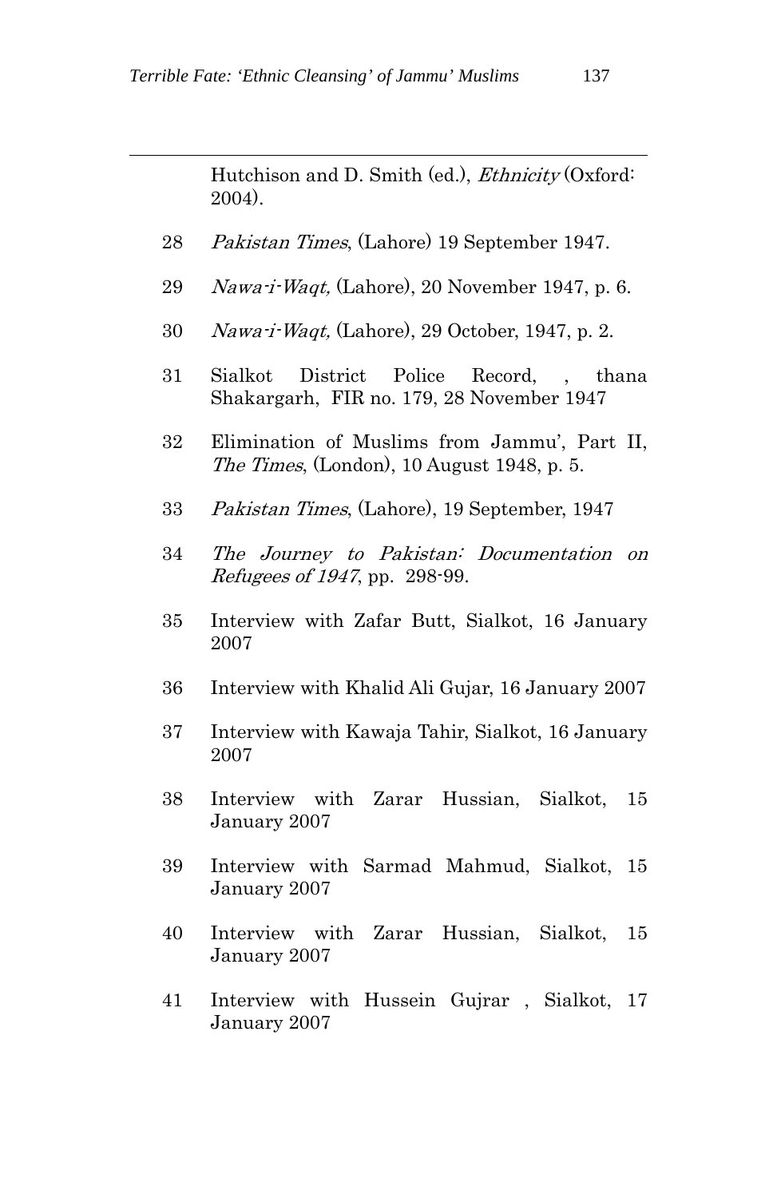Hutchison and D. Smith (ed.), *Ethnicity* (Oxford: 2004).

28 *Pakistan Times*, (Lahore) 19 September 1947.

29 *Nawa-i-Waqt,* (Lahore), 20 November 1947, p. 6.

30 *Nawa-i-Waqt,* (Lahore), 29 October, 1947, p. 2.

31 Sialkot District Police Record, , thana Shakargarh, FIR no. 179, 28 November 1947

32 Elimination of Muslims from Jammu', Part II, *The Times*, (London), 10 August 1948, p. 5.

33 *Pakistan Times*, (Lahore), 19 September, 1947

34 *The Journey to Pakistan: Documentation on Refugees of 1947*, pp. 298-99.

35 Interview with Zafar Butt, Sialkot, 16 January 2007

36 Interview with Khalid Ali Gujar, 16 January 2007

37 Interview with Kawaja Tahir, Sialkot, 16 January 2007

38 Interview with Zarar Hussian, Sialkot, 15 January 2007

39 Interview with Sarmad Mahmud, Sialkot, 15 January 2007

40 Interview with Zarar Hussian, Sialkot, 15 January 2007

41 Interview with Hussein Gujrar , Sialkot, 17 January 2007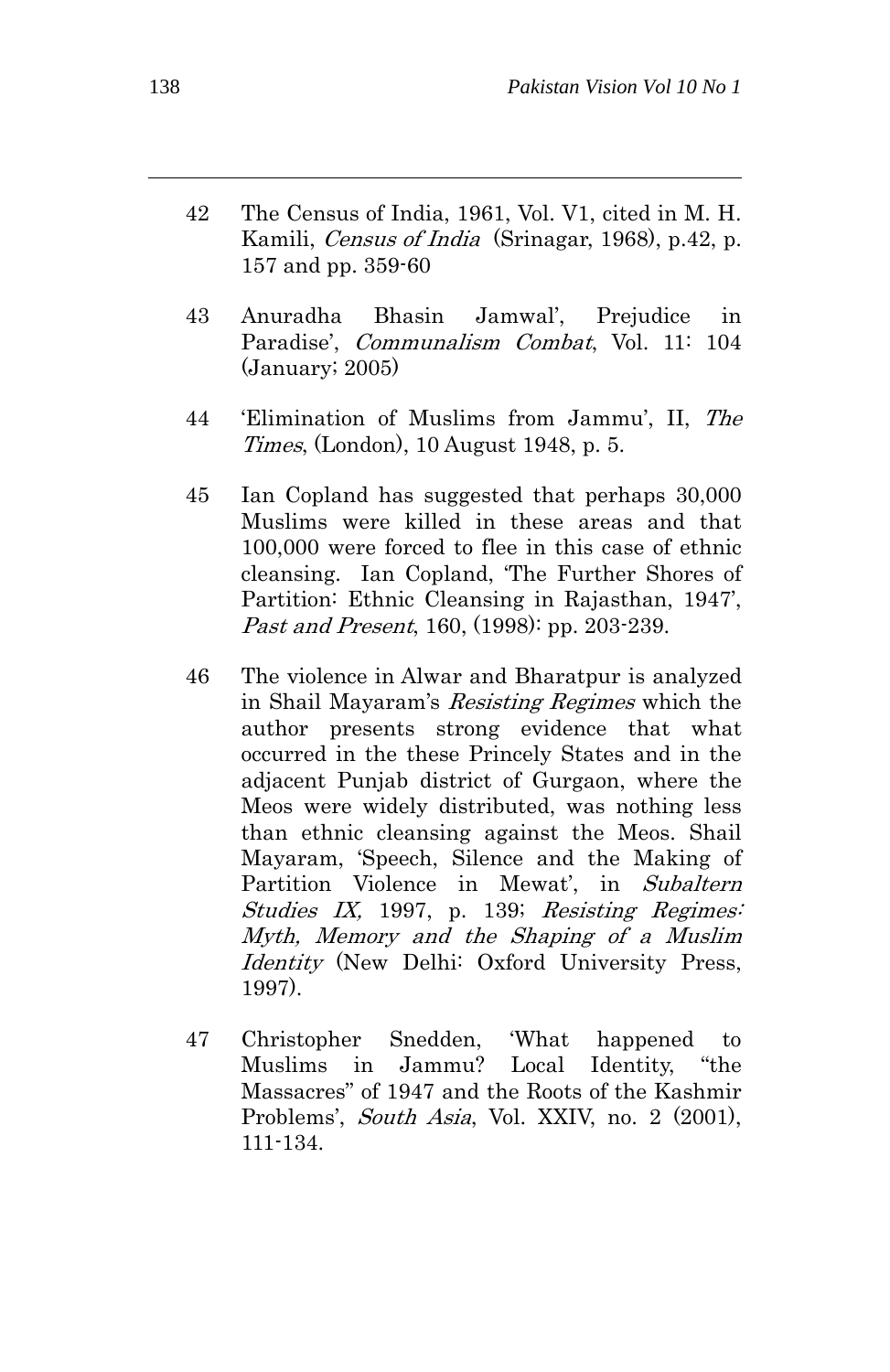42 The Census of India, 1961, Vol. V1, cited in M. H. Kamili, *Census of India* (Srinagar, 1968), p.42, p. 157 and pp. 359-60

43 Anuradha Bhasin Jamwal', Prejudice in Paradise', *Communalism Combat*, Vol. 11: 104 (January; 2005)

44 'Elimination of Muslims from Jammu', II, *The Times*, (London), 10 August 1948, p. 5.

45 Ian Copland has suggested that perhaps 30,000 Muslims were killed in these areas and that 100,000 were forced to flee in this case of ethnic cleansing. Ian Copland, 'The Further Shores of Partition: Ethnic Cleansing in Rajasthan, 1947', *Past and Present*, 160, (1998): pp. 203-239.

46 The violence in Alwar and Bharatpur is analyzed in Shail Mayaram's *Resisting Regimes* which the author presents strong evidence that what occurred in the these Princely States and in the adjacent Punjab district of Gurgaon, where the Meos were widely distributed, was nothing less than ethnic cleansing against the Meos. Shail Mayaram, 'Speech, Silence and the Making of Partition Violence in Mewat', in *Subaltern Studies IX,* 1997, p. 139; *Resisting Regimes: Myth, Memory and the Shaping of a Muslim Identity* (New Delhi: Oxford University Press, 1997).

47 Christopher Snedden, 'What happened to Muslims in Jammu? Local Identity, "the Massacres" of 1947 and the Roots of the Kashmir Problems', *South Asia*, Vol. XXIV, no. 2 (2001), 111-134.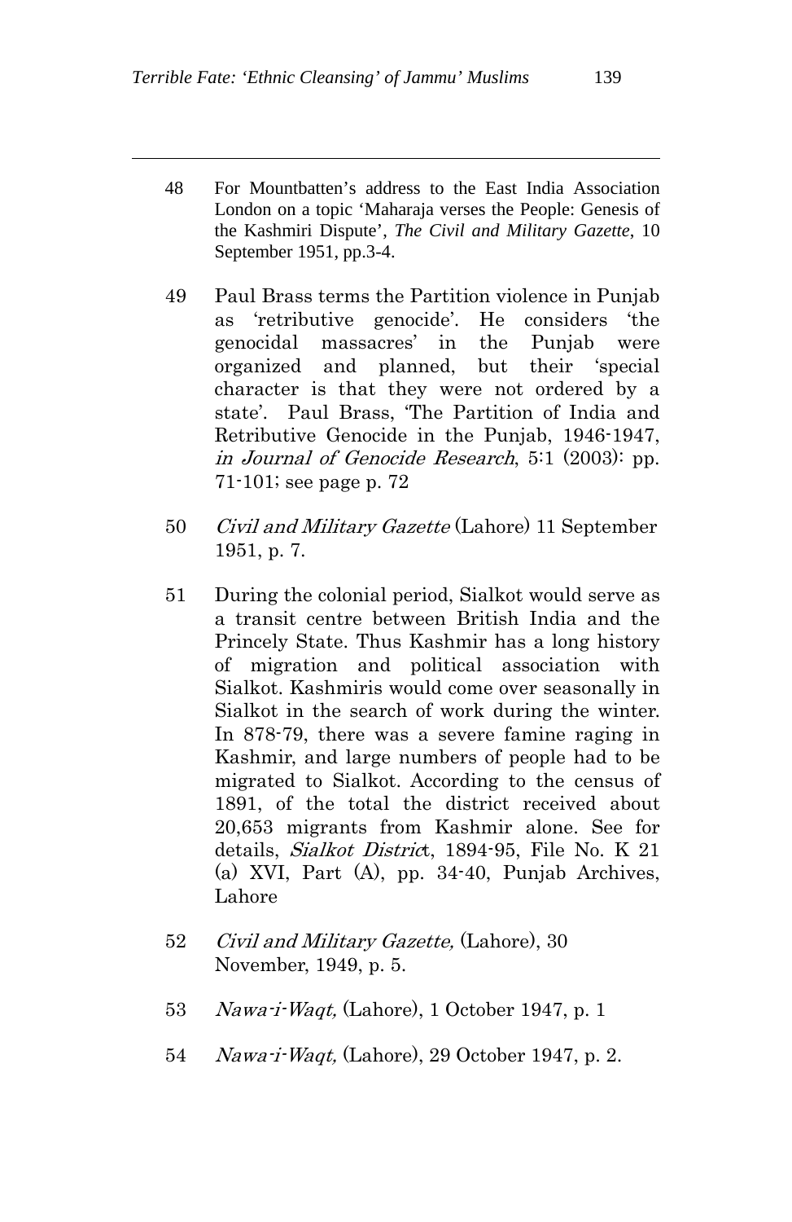48 For Mountbatten's address to the East India Association London on a topic 'Maharaja verses the People: Genesis of the Kashmiri Dispute', *The Civil and Military Gazette*, 10 September 1951, pp.3-4.

49 Paul Brass terms the Partition violence in Punjab as 'retributive genocide'. He considers 'the genocidal massacres' in the Punjab were organized and planned, but their 'special character is that they were not ordered by a state'. Paul Brass, 'The Partition of India and Retributive Genocide in the Punjab, 1946-1947, *in Journal of Genocide Research*, 5:1 (2003): pp. 71-101; see page p. 72

50 *Civil and Military Gazette* (Lahore) 11 September 1951, p. 7.

51 During the colonial period, Sialkot would serve as a transit centre between British India and the Princely State. Thus Kashmir has a long history of migration and political association with Sialkot. Kashmiris would come over seasonally in Sialkot in the search of work during the winter. In 878-79, there was a severe famine raging in Kashmir, and large numbers of people had to be migrated to Sialkot. According to the census of 1891, of the total the district received about 20,653 migrants from Kashmir alone. See for details, *Sialkot Distric*t, 1894-95, File No. K 21 (a) XVI, Part (A), pp. 34-40, Punjab Archives, Lahore

52 *Civil and Military Gazette,* (Lahore), 30 November, 1949, p. 5.

53 *Nawa-i-Waqt,* (Lahore), 1 October 1947, p. 1

54 *Nawa-i-Waqt,* (Lahore), 29 October 1947, p. 2.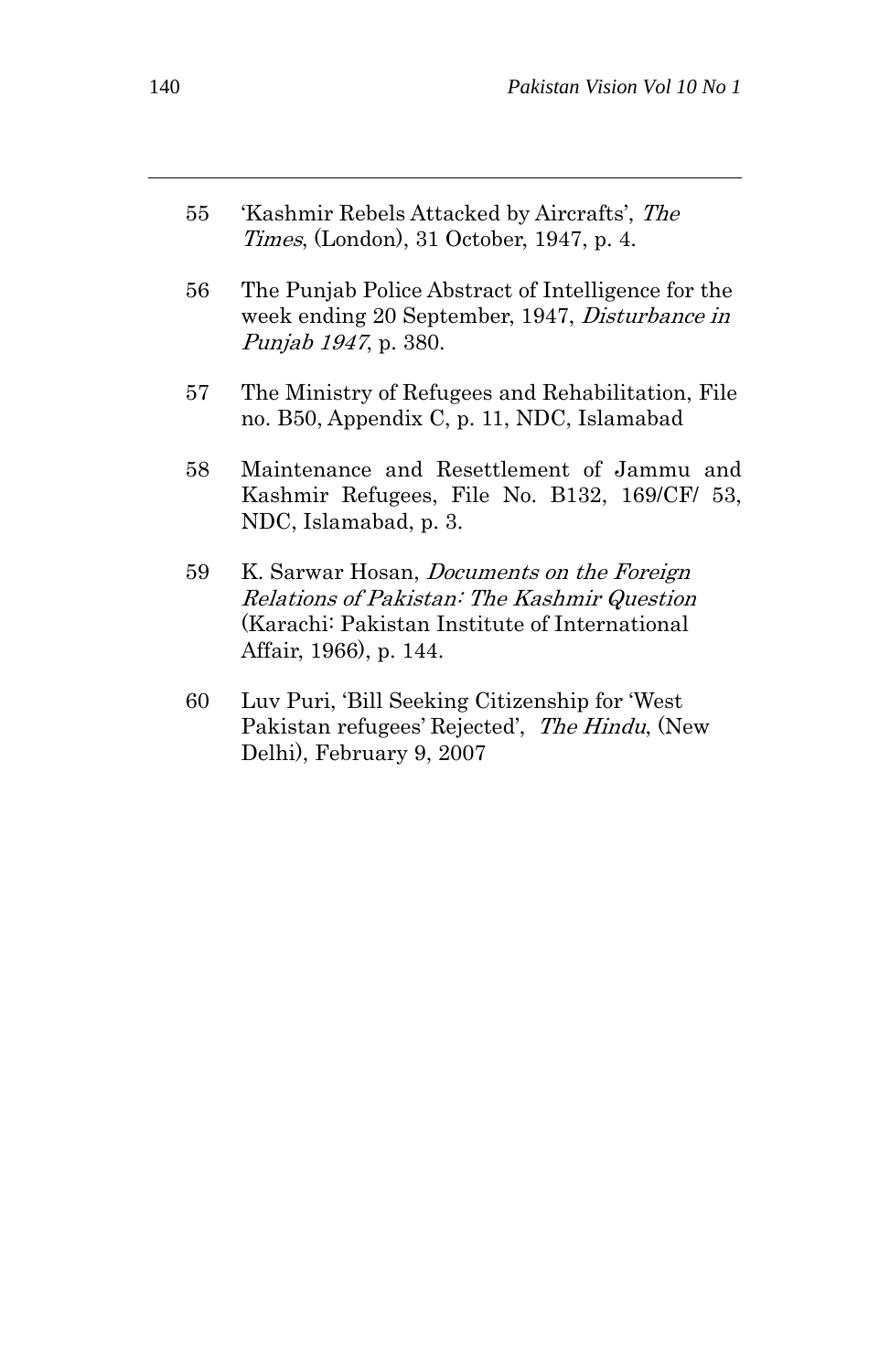55 'Kashmir Rebels Attacked by Aircrafts', *The Times*, (London), 31 October, 1947, p. 4.

56 The Punjab Police Abstract of Intelligence for the week ending 20 September, 1947, *Disturbance in Punjab 1947*, p. 380.

57 The Ministry of Refugees and Rehabilitation, File no. B50, Appendix C, p. 11, NDC, Islamabad

58 Maintenance and Resettlement of Jammu and Kashmir Refugees, File No. B132, 169/CF/ 53, NDC, Islamabad, p. 3.

59 K. Sarwar Hosan, *Documents on the Foreign Relations of Pakistan: The Kashmir Question* (Karachi: Pakistan Institute of International Affair, 1966), p. 144.

60 Luv Puri, 'Bill Seeking Citizenship for 'West Pakistan refugees' Rejected', *The Hindu*, (New Delhi), February 9, 2007